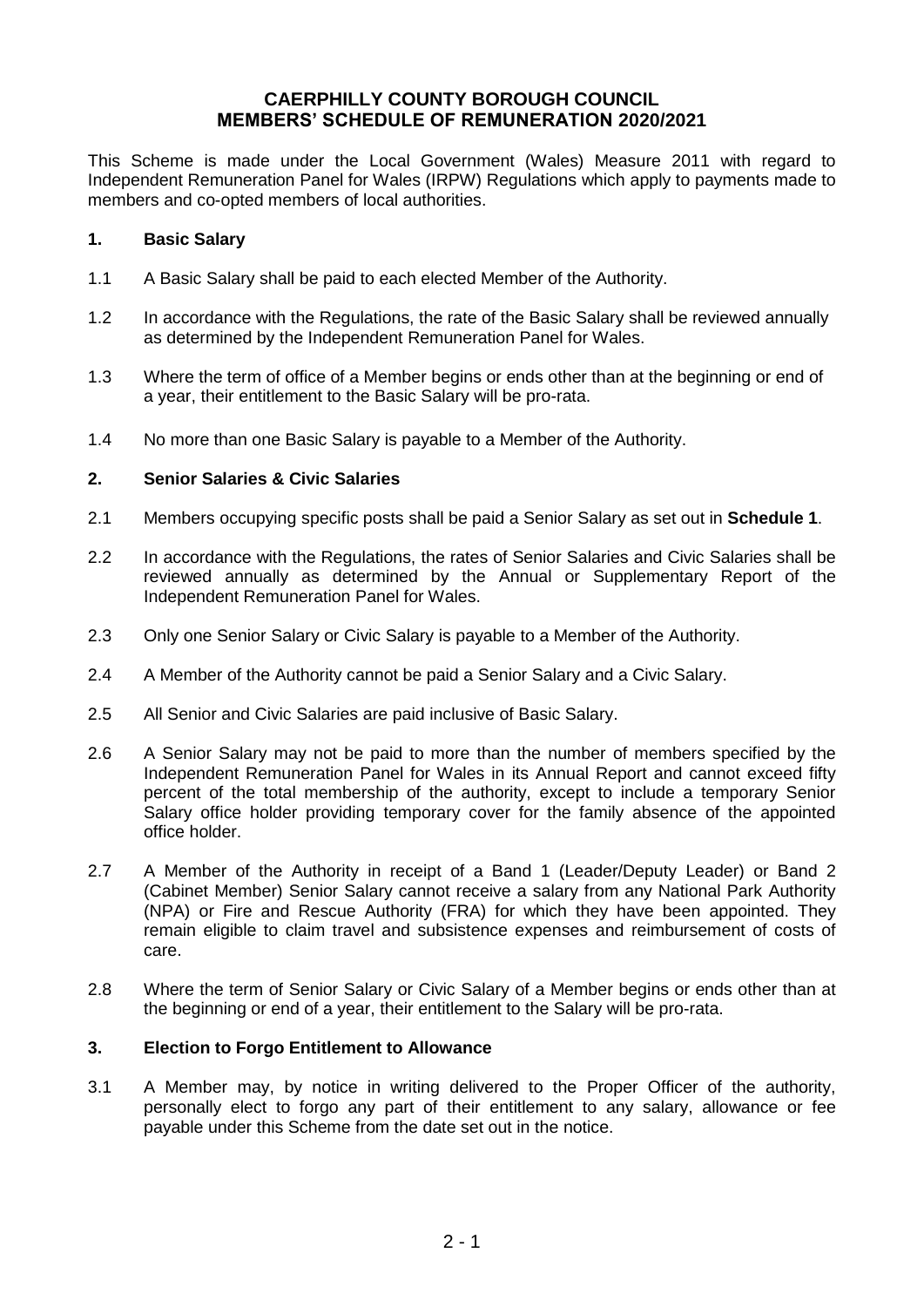# CAERPHILLY COUNTY BOROUGH COUNCIL
# MEMBERS' SCHEDULE OF REMUNERATION 2020/2021

This Scheme is made under the Local Government (Wales) Measure 2011 with regard to Independent Remuneration Panel for Wales (IRPW) Regulations which apply to payments made to members and co-opted members of local authorities.

## 1. Basic Salary

1.1 A Basic Salary shall be paid to each elected Member of the Authority.

1.2 In accordance with the Regulations, the rate of the Basic Salary shall be reviewed annually as determined by the Independent Remuneration Panel for Wales.

1.3 Where the term of office of a Member begins or ends other than at the beginning or end of a year, their entitlement to the Basic Salary will be pro-rata.

1.4 No more than one Basic Salary is payable to a Member of the Authority.

## 2. Senior Salaries & Civic Salaries

2.1 Members occupying specific posts shall be paid a Senior Salary as set out in **Schedule 1**.

2.2 In accordance with the Regulations, the rates of Senior Salaries and Civic Salaries shall be reviewed annually as determined by the Annual or Supplementary Report of the Independent Remuneration Panel for Wales.

2.3 Only one Senior Salary or Civic Salary is payable to a Member of the Authority.

2.4 A Member of the Authority cannot be paid a Senior Salary and a Civic Salary.

2.5 All Senior and Civic Salaries are paid inclusive of Basic Salary.

2.6 A Senior Salary may not be paid to more than the number of members specified by the Independent Remuneration Panel for Wales in its Annual Report and cannot exceed fifty percent of the total membership of the authority, except to include a temporary Senior Salary office holder providing temporary cover for the family absence of the appointed office holder.

2.7 A Member of the Authority in receipt of a Band 1 (Leader/Deputy Leader) or Band 2 (Cabinet Member) Senior Salary cannot receive a salary from any National Park Authority (NPA) or Fire and Rescue Authority (FRA) for which they have been appointed. They remain eligible to claim travel and subsistence expenses and reimbursement of costs of care.

2.8 Where the term of Senior Salary or Civic Salary of a Member begins or ends other than at the beginning or end of a year, their entitlement to the Salary will be pro-rata.

## 3. Election to Forgo Entitlement to Allowance

3.1 A Member may, by notice in writing delivered to the Proper Officer of the authority, personally elect to forgo any part of their entitlement to any salary, allowance or fee payable under this Scheme from the date set out in the notice.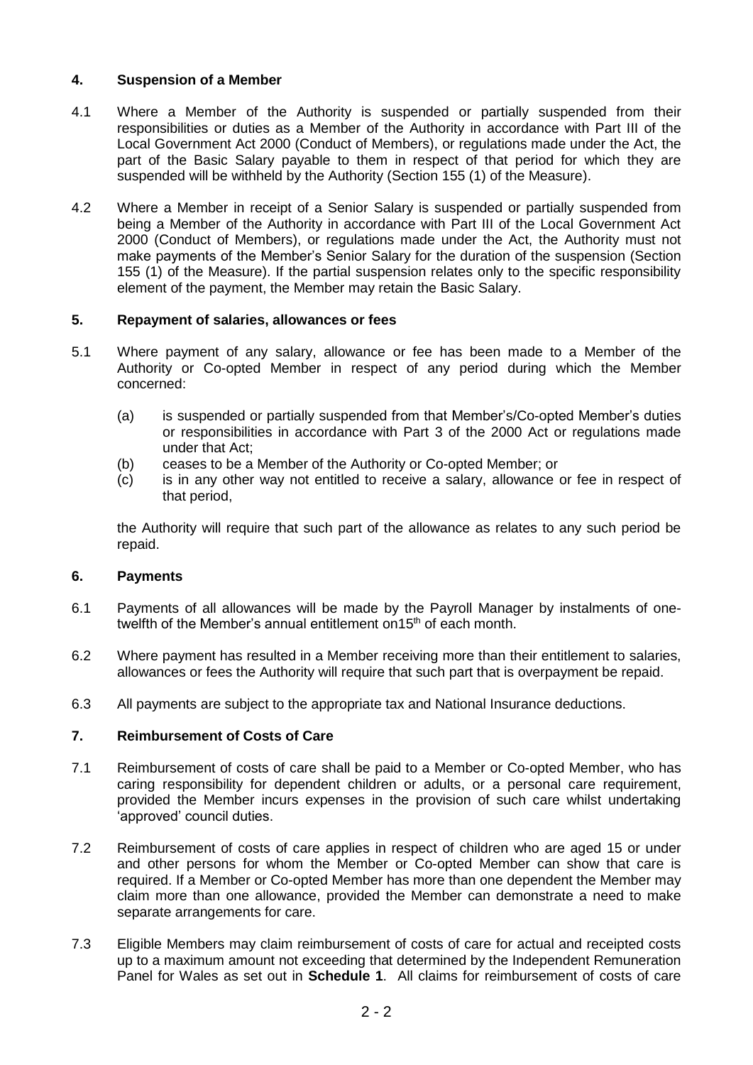## 4. Suspension of a Member

4.1 Where a Member of the Authority is suspended or partially suspended from their responsibilities or duties as a Member of the Authority in accordance with Part III of the Local Government Act 2000 (Conduct of Members), or regulations made under the Act, the part of the Basic Salary payable to them in respect of that period for which they are suspended will be withheld by the Authority (Section 155 (1) of the Measure).

4.2 Where a Member in receipt of a Senior Salary is suspended or partially suspended from being a Member of the Authority in accordance with Part III of the Local Government Act 2000 (Conduct of Members), or regulations made under the Act, the Authority must not make payments of the Member's Senior Salary for the duration of the suspension (Section 155 (1) of the Measure). If the partial suspension relates only to the specific responsibility element of the payment, the Member may retain the Basic Salary.

## 5. Repayment of salaries, allowances or fees

5.1 Where payment of any salary, allowance or fee has been made to a Member of the Authority or Co-opted Member in respect of any period during which the Member concerned:

(a) is suspended or partially suspended from that Member's/Co-opted Member's duties or responsibilities in accordance with Part 3 of the 2000 Act or regulations made under that Act;
(b) ceases to be a Member of the Authority or Co-opted Member; or
(c) is in any other way not entitled to receive a salary, allowance or fee in respect of that period,

the Authority will require that such part of the allowance as relates to any such period be repaid.

## 6. Payments

6.1 Payments of all allowances will be made by the Payroll Manager by instalments of one-twelfth of the Member's annual entitlement on15th of each month.

6.2 Where payment has resulted in a Member receiving more than their entitlement to salaries, allowances or fees the Authority will require that such part that is overpayment be repaid.

6.3 All payments are subject to the appropriate tax and National Insurance deductions.

## 7. Reimbursement of Costs of Care

7.1 Reimbursement of costs of care shall be paid to a Member or Co-opted Member, who has caring responsibility for dependent children or adults, or a personal care requirement, provided the Member incurs expenses in the provision of such care whilst undertaking 'approved' council duties.

7.2 Reimbursement of costs of care applies in respect of children who are aged 15 or under and other persons for whom the Member or Co-opted Member can show that care is required. If a Member or Co-opted Member has more than one dependent the Member may claim more than one allowance, provided the Member can demonstrate a need to make separate arrangements for care.

7.3 Eligible Members may claim reimbursement of costs of care for actual and receipted costs up to a maximum amount not exceeding that determined by the Independent Remuneration Panel for Wales as set out in **Schedule 1**. All claims for reimbursement of costs of care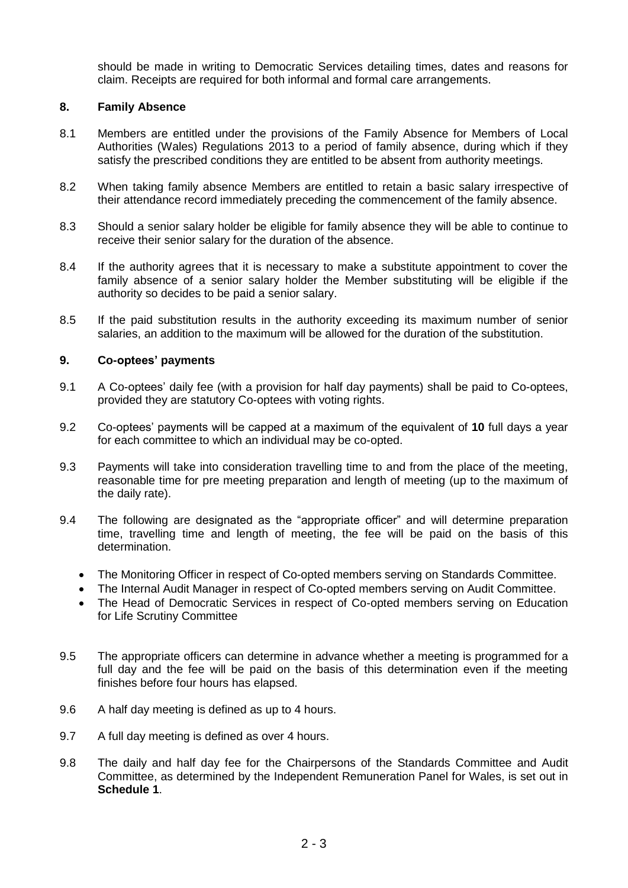should be made in writing to Democratic Services detailing times, dates and reasons for claim. Receipts are required for both informal and formal care arrangements.

## 8. Family Absence

8.1 Members are entitled under the provisions of the Family Absence for Members of Local Authorities (Wales) Regulations 2013 to a period of family absence, during which if they satisfy the prescribed conditions they are entitled to be absent from authority meetings.

8.2 When taking family absence Members are entitled to retain a basic salary irrespective of their attendance record immediately preceding the commencement of the family absence.

8.3 Should a senior salary holder be eligible for family absence they will be able to continue to receive their senior salary for the duration of the absence.

8.4 If the authority agrees that it is necessary to make a substitute appointment to cover the family absence of a senior salary holder the Member substituting will be eligible if the authority so decides to be paid a senior salary.

8.5 If the paid substitution results in the authority exceeding its maximum number of senior salaries, an addition to the maximum will be allowed for the duration of the substitution.

## 9. Co-optees' payments

9.1 A Co-optees' daily fee (with a provision for half day payments) shall be paid to Co-optees, provided they are statutory Co-optees with voting rights.

9.2 Co-optees' payments will be capped at a maximum of the equivalent of **10** full days a year for each committee to which an individual may be co-opted.

9.3 Payments will take into consideration travelling time to and from the place of the meeting, reasonable time for pre meeting preparation and length of meeting (up to the maximum of the daily rate).

9.4 The following are designated as the "appropriate officer" and will determine preparation time, travelling time and length of meeting, the fee will be paid on the basis of this determination.

- The Monitoring Officer in respect of Co-opted members serving on Standards Committee.
- The Internal Audit Manager in respect of Co-opted members serving on Audit Committee.
- The Head of Democratic Services in respect of Co-opted members serving on Education for Life Scrutiny Committee

9.5 The appropriate officers can determine in advance whether a meeting is programmed for a full day and the fee will be paid on the basis of this determination even if the meeting finishes before four hours has elapsed.

9.6 A half day meeting is defined as up to 4 hours.

9.7 A full day meeting is defined as over 4 hours.

9.8 The daily and half day fee for the Chairpersons of the Standards Committee and Audit Committee, as determined by the Independent Remuneration Panel for Wales, is set out in **Schedule 1**.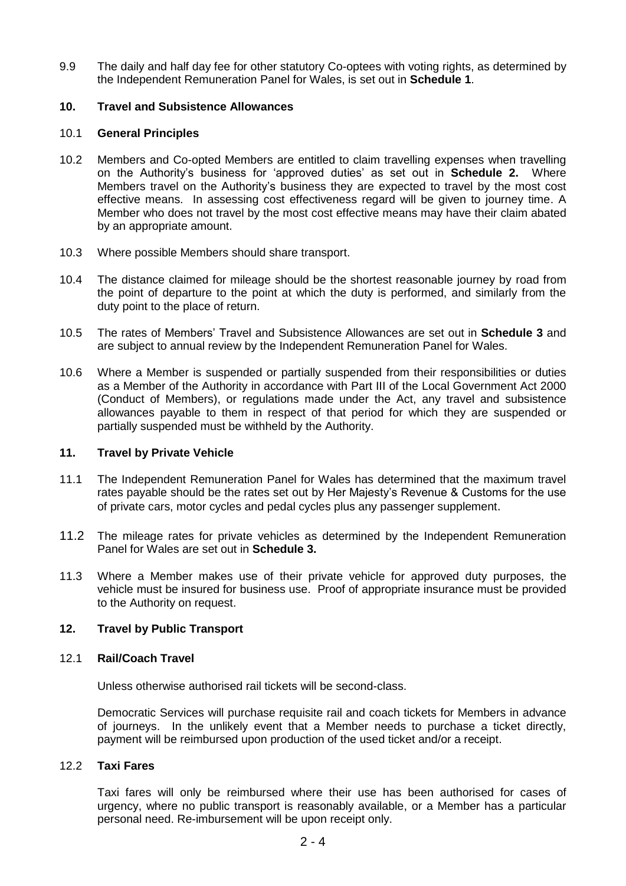9.9 The daily and half day fee for other statutory Co-optees with voting rights, as determined by the Independent Remuneration Panel for Wales, is set out in **Schedule 1**.

## 10. Travel and Subsistence Allowances

### 10.1 General Principles

10.2 Members and Co-opted Members are entitled to claim travelling expenses when travelling on the Authority's business for 'approved duties' as set out in **Schedule 2.** Where Members travel on the Authority's business they are expected to travel by the most cost effective means. In assessing cost effectiveness regard will be given to journey time. A Member who does not travel by the most cost effective means may have their claim abated by an appropriate amount.

10.3 Where possible Members should share transport.

10.4 The distance claimed for mileage should be the shortest reasonable journey by road from the point of departure to the point at which the duty is performed, and similarly from the duty point to the place of return.

10.5 The rates of Members' Travel and Subsistence Allowances are set out in **Schedule 3** and are subject to annual review by the Independent Remuneration Panel for Wales.

10.6 Where a Member is suspended or partially suspended from their responsibilities or duties as a Member of the Authority in accordance with Part III of the Local Government Act 2000 (Conduct of Members), or regulations made under the Act, any travel and subsistence allowances payable to them in respect of that period for which they are suspended or partially suspended must be withheld by the Authority.

## 11. Travel by Private Vehicle

11.1 The Independent Remuneration Panel for Wales has determined that the maximum travel rates payable should be the rates set out by Her Majesty's Revenue & Customs for the use of private cars, motor cycles and pedal cycles plus any passenger supplement.

11.2 The mileage rates for private vehicles as determined by the Independent Remuneration Panel for Wales are set out in **Schedule 3.**

11.3 Where a Member makes use of their private vehicle for approved duty purposes, the vehicle must be insured for business use. Proof of appropriate insurance must be provided to the Authority on request.

## 12. Travel by Public Transport

### 12.1 Rail/Coach Travel

Unless otherwise authorised rail tickets will be second-class.

Democratic Services will purchase requisite rail and coach tickets for Members in advance of journeys. In the unlikely event that a Member needs to purchase a ticket directly, payment will be reimbursed upon production of the used ticket and/or a receipt.

### 12.2 Taxi Fares

Taxi fares will only be reimbursed where their use has been authorised for cases of urgency, where no public transport is reasonably available, or a Member has a particular personal need. Re-imbursement will be upon receipt only.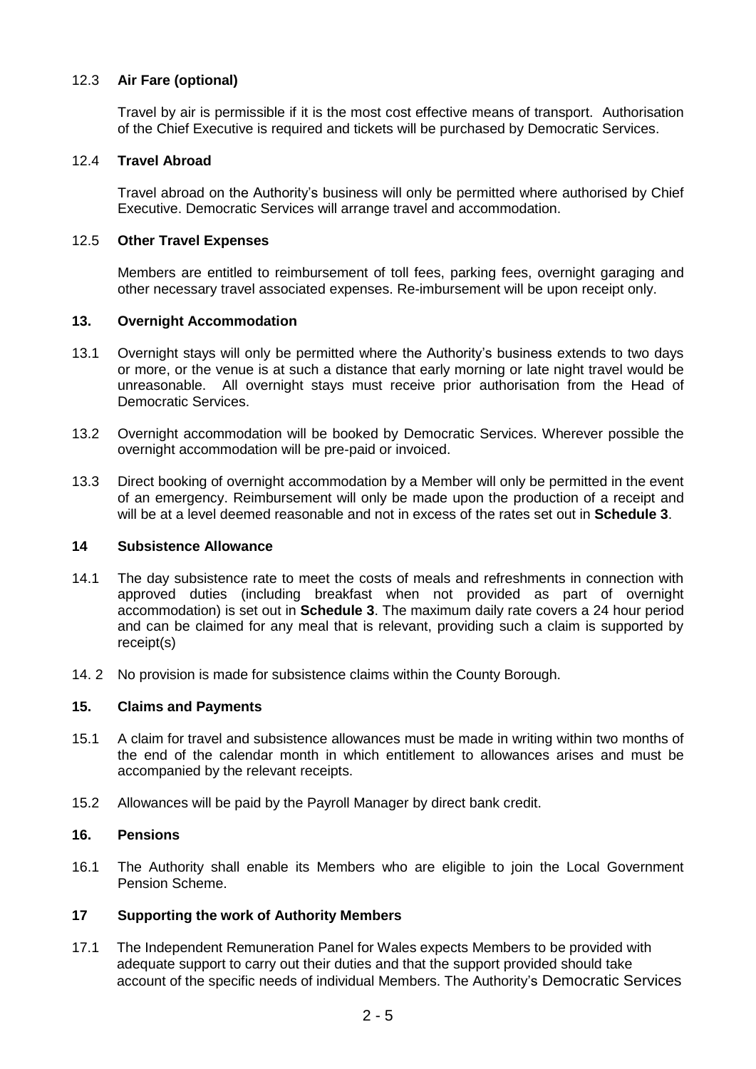### 12.3 **Air Fare (optional)**

Travel by air is permissible if it is the most cost effective means of transport. Authorisation of the Chief Executive is required and tickets will be purchased by Democratic Services.

### 12.4 **Travel Abroad**

Travel abroad on the Authority's business will only be permitted where authorised by Chief Executive. Democratic Services will arrange travel and accommodation.

### 12.5 **Other Travel Expenses**

Members are entitled to reimbursement of toll fees, parking fees, overnight garaging and other necessary travel associated expenses. Re-imbursement will be upon receipt only.

## 13. Overnight Accommodation

13.1 Overnight stays will only be permitted where the Authority's business extends to two days or more, or the venue is at such a distance that early morning or late night travel would be unreasonable. All overnight stays must receive prior authorisation from the Head of Democratic Services.

13.2 Overnight accommodation will be booked by Democratic Services. Wherever possible the overnight accommodation will be pre-paid or invoiced.

13.3 Direct booking of overnight accommodation by a Member will only be permitted in the event of an emergency. Reimbursement will only be made upon the production of a receipt and will be at a level deemed reasonable and not in excess of the rates set out in **Schedule 3**.

## 14 Subsistence Allowance

14.1 The day subsistence rate to meet the costs of meals and refreshments in connection with approved duties (including breakfast when not provided as part of overnight accommodation) is set out in **Schedule 3**. The maximum daily rate covers a 24 hour period and can be claimed for any meal that is relevant, providing such a claim is supported by receipt(s)

14. 2 No provision is made for subsistence claims within the County Borough.

## 15. Claims and Payments

15.1 A claim for travel and subsistence allowances must be made in writing within two months of the end of the calendar month in which entitlement to allowances arises and must be accompanied by the relevant receipts.

15.2 Allowances will be paid by the Payroll Manager by direct bank credit.

## 16. Pensions

16.1 The Authority shall enable its Members who are eligible to join the Local Government Pension Scheme.

## 17 Supporting the work of Authority Members

17.1 The Independent Remuneration Panel for Wales expects Members to be provided with adequate support to carry out their duties and that the support provided should take account of the specific needs of individual Members. The Authority's Democratic Services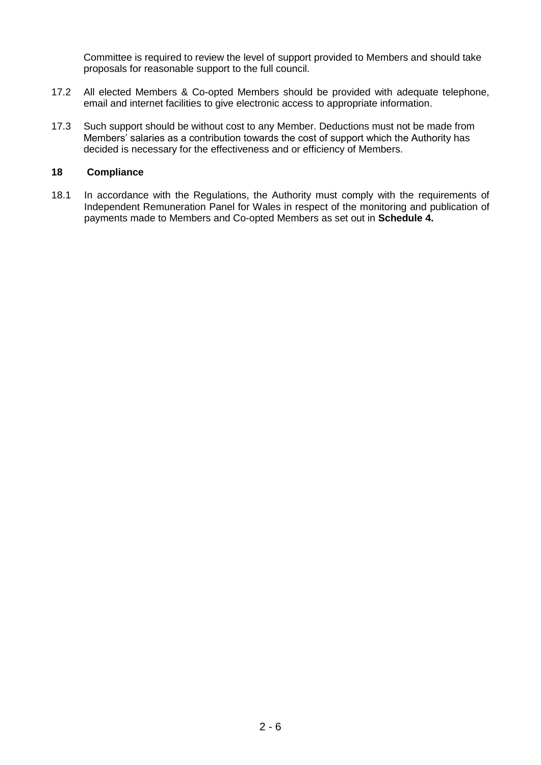Committee is required to review the level of support provided to Members and should take proposals for reasonable support to the full council.

17.2 All elected Members & Co-opted Members should be provided with adequate telephone, email and internet facilities to give electronic access to appropriate information.

17.3 Such support should be without cost to any Member. Deductions must not be made from Members' salaries as a contribution towards the cost of support which the Authority has decided is necessary for the effectiveness and or efficiency of Members.

## 18 Compliance

18.1 In accordance with the Regulations, the Authority must comply with the requirements of Independent Remuneration Panel for Wales in respect of the monitoring and publication of payments made to Members and Co-opted Members as set out in **Schedule 4.**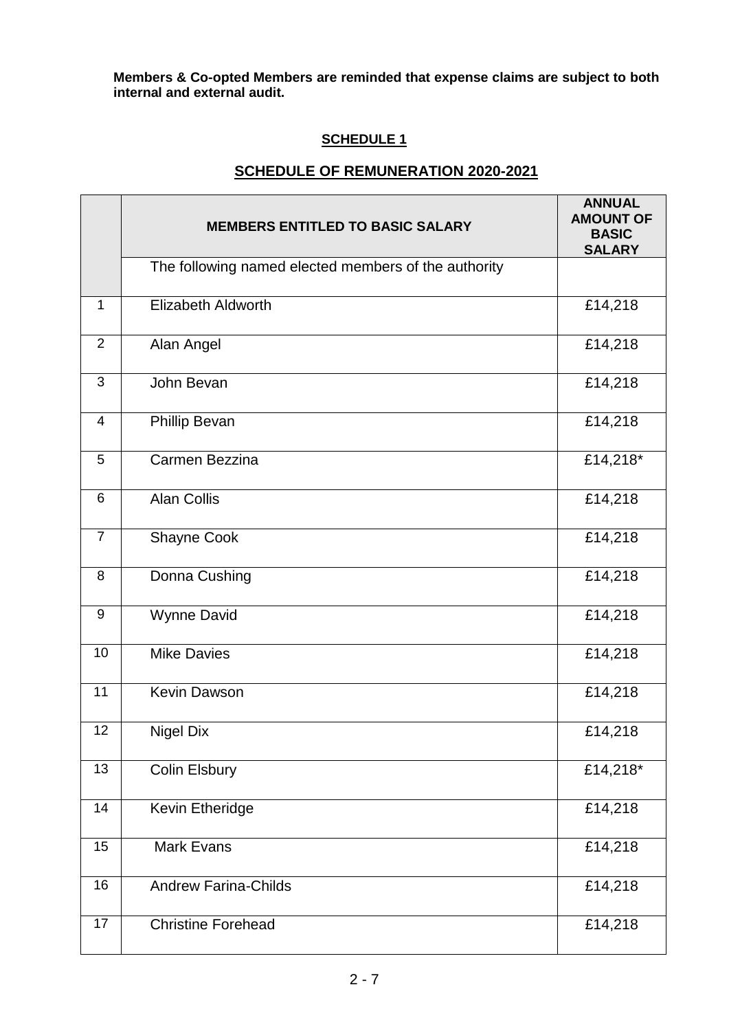**Members & Co-opted Members are reminded that expense claims are subject to both internal and external audit.**

## SCHEDULE 1

## SCHEDULE OF REMUNERATION 2020-2021

| | MEMBERS ENTITLED TO BASIC SALARY | ANNUAL AMOUNT OF BASIC SALARY |
|---|---|---|
| | The following named elected members of the authority | |
| 1 | Elizabeth Aldworth | £14,218 |
| 2 | Alan Angel | £14,218 |
| 3 | John Bevan | £14,218 |
| 4 | Phillip Bevan | £14,218 |
| 5 | Carmen Bezzina | £14,218* |
| 6 | Alan Collis | £14,218 |
| 7 | Shayne Cook | £14,218 |
| 8 | Donna Cushing | £14,218 |
| 9 | Wynne David | £14,218 |
| 10 | Mike Davies | £14,218 |
| 11 | Kevin Dawson | £14,218 |
| 12 | Nigel Dix | £14,218 |
| 13 | Colin Elsbury | £14,218* |
| 14 | Kevin Etheridge | £14,218 |
| 15 | Mark Evans | £14,218 |
| 16 | Andrew Farina-Childs | £14,218 |
| 17 | Christine Forehead | £14,218 |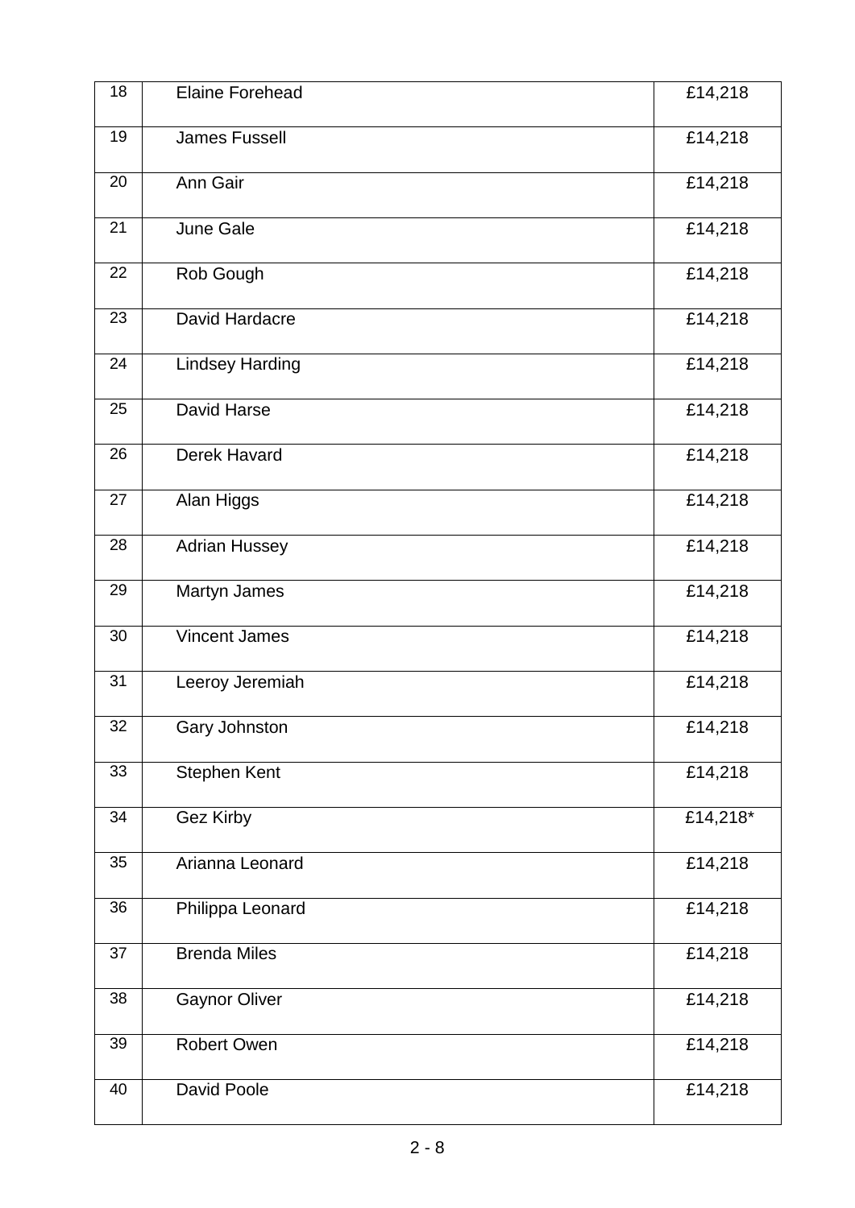| 18 | Elaine Forehead | £14,218 |
|---|---|---|
| 19 | James Fussell | £14,218 |
| 20 | Ann Gair | £14,218 |
| 21 | June Gale | £14,218 |
| 22 | Rob Gough | £14,218 |
| 23 | David Hardacre | £14,218 |
| 24 | Lindsey Harding | £14,218 |
| 25 | David Harse | £14,218 |
| 26 | Derek Havard | £14,218 |
| 27 | Alan Higgs | £14,218 |
| 28 | Adrian Hussey | £14,218 |
| 29 | Martyn James | £14,218 |
| 30 | Vincent James | £14,218 |
| 31 | Leeroy Jeremiah | £14,218 |
| 32 | Gary Johnston | £14,218 |
| 33 | Stephen Kent | £14,218 |
| 34 | Gez Kirby | £14,218* |
| 35 | Arianna Leonard | £14,218 |
| 36 | Philippa Leonard | £14,218 |
| 37 | Brenda Miles | £14,218 |
| 38 | Gaynor Oliver | £14,218 |
| 39 | Robert Owen | £14,218 |
| 40 | David Poole | £14,218 |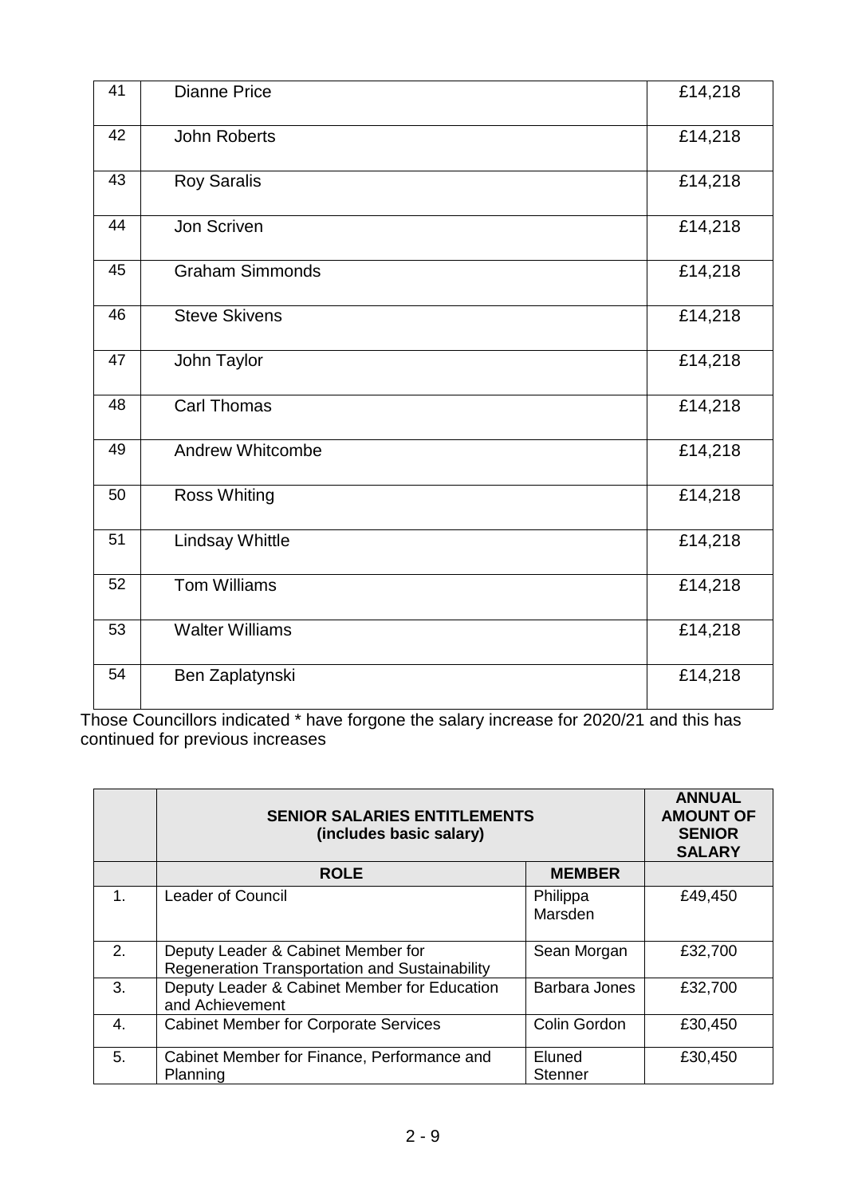| | | |
|---|---|---|
| 41 | Dianne Price | £14,218 |
| 42 | John Roberts | £14,218 |
| 43 | Roy Saralis | £14,218 |
| 44 | Jon Scriven | £14,218 |
| 45 | Graham Simmonds | £14,218 |
| 46 | Steve Skivens | £14,218 |
| 47 | John Taylor | £14,218 |
| 48 | Carl Thomas | £14,218 |
| 49 | Andrew Whitcombe | £14,218 |
| 50 | Ross Whiting | £14,218 |
| 51 | Lindsay Whittle | £14,218 |
| 52 | Tom Williams | £14,218 |
| 53 | Walter Williams | £14,218 |
| 54 | Ben Zaplatynski | £14,218 |

Those Councillors indicated * have forgone the salary increase for 2020/21 and this has continued for previous increases

| | **SENIOR SALARIES ENTITLEMENTS (includes basic salary)** | | **ANNUAL AMOUNT OF SENIOR SALARY** |
|---|---|---|---|
| | **ROLE** | **MEMBER** | |
| 1. | Leader of Council | Philippa Marsden | £49,450 |
| 2. | Deputy Leader & Cabinet Member for Regeneration Transportation and Sustainability | Sean Morgan | £32,700 |
| 3. | Deputy Leader & Cabinet Member for Education and Achievement | Barbara Jones | £32,700 |
| 4. | Cabinet Member for Corporate Services | Colin Gordon | £30,450 |
| 5. | Cabinet Member for Finance, Performance and Planning | Eluned Stenner | £30,450 |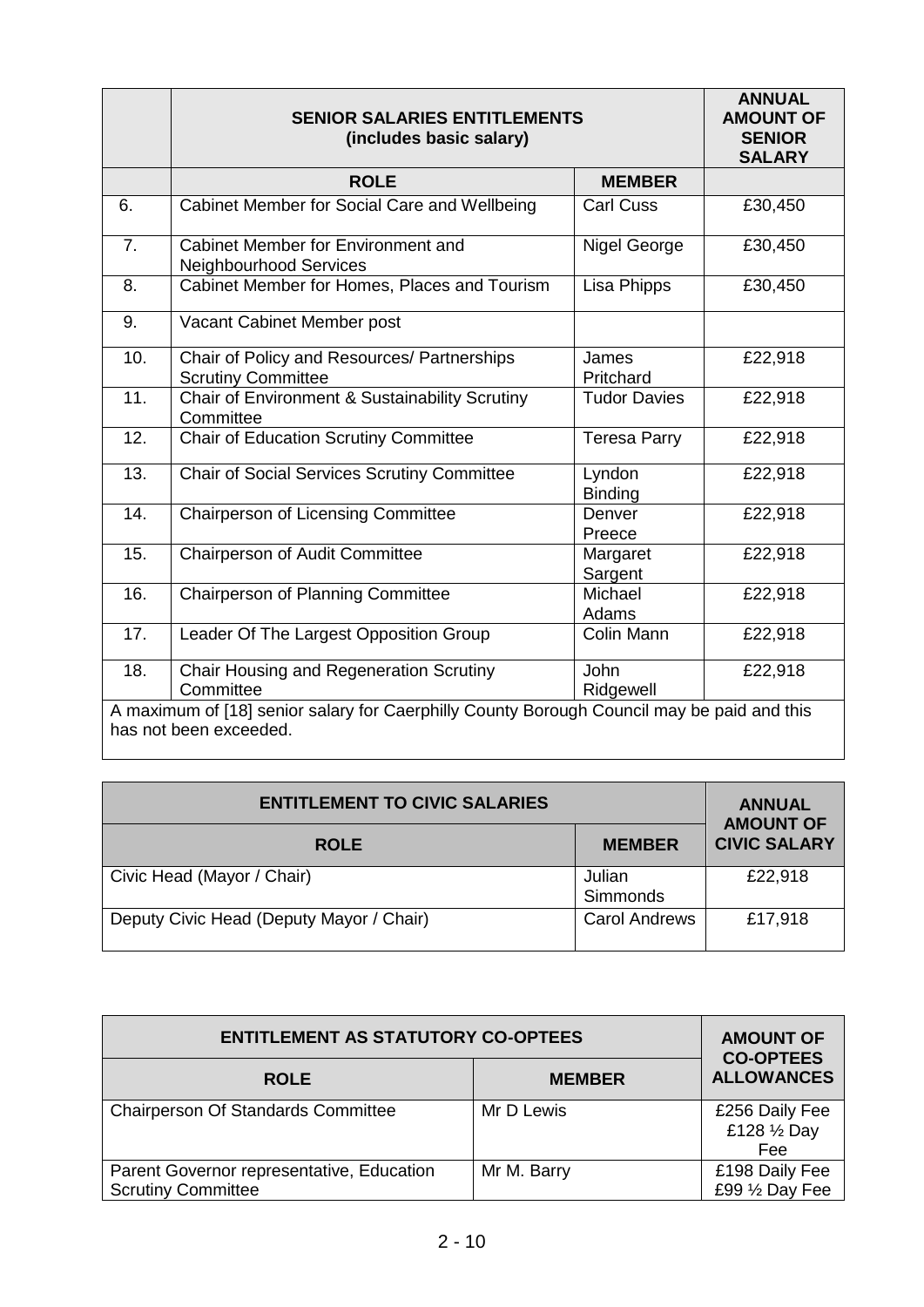| | SENIOR SALARIES ENTITLEMENTS (includes basic salary) | | ANNUAL AMOUNT OF SENIOR SALARY |
|---|---|---|---|
| | **ROLE** | **MEMBER** | |
| 6. | Cabinet Member for Social Care and Wellbeing | Carl Cuss | £30,450 |
| 7. | Cabinet Member for Environment and Neighbourhood Services | Nigel George | £30,450 |
| 8. | Cabinet Member for Homes, Places and Tourism | Lisa Phipps | £30,450 |
| 9. | Vacant Cabinet Member post | | |
| 10. | Chair of Policy and Resources/ Partnerships Scrutiny Committee | James Pritchard | £22,918 |
| 11. | Chair of Environment & Sustainability Scrutiny Committee | Tudor Davies | £22,918 |
| 12. | Chair of Education Scrutiny Committee | Teresa Parry | £22,918 |
| 13. | Chair of Social Services Scrutiny Committee | Lyndon Binding | £22,918 |
| 14. | Chairperson of Licensing Committee | Denver Preece | £22,918 |
| 15. | Chairperson of Audit Committee | Margaret Sargent | £22,918 |
| 16. | Chairperson of Planning Committee | Michael Adams | £22,918 |
| 17. | Leader Of The Largest Opposition Group | Colin Mann | £22,918 |
| 18. | Chair Housing and Regeneration Scrutiny Committee | John Ridgewell | £22,918 |

A maximum of [18] senior salary for Caerphilly County Borough Council may be paid and this has not been exceeded.

| ENTITLEMENT TO CIVIC SALARIES | | ANNUAL AMOUNT OF CIVIC SALARY |
|---|---|---|
| **ROLE** | **MEMBER** | |
| Civic Head (Mayor / Chair) | Julian Simmonds | £22,918 |
| Deputy Civic Head (Deputy Mayor / Chair) | Carol Andrews | £17,918 |

| ENTITLEMENT AS STATUTORY CO-OPTEES | | AMOUNT OF CO-OPTEES ALLOWANCES |
|---|---|---|
| **ROLE** | **MEMBER** | |
| Chairperson Of Standards Committee | Mr D Lewis | £256 Daily Fee £128 ½ Day Fee |
| Parent Governor representative, Education Scrutiny Committee | Mr M. Barry | £198 Daily Fee £99 ½ Day Fee |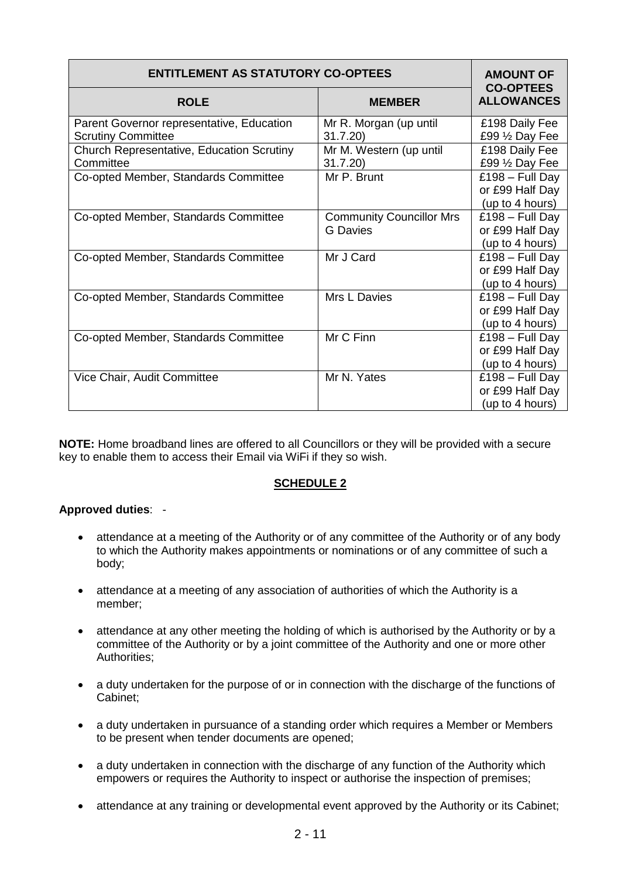| ENTITLEMENT AS STATUTORY CO-OPTEES | | AMOUNT OF CO-OPTEES ALLOWANCES |
|---|---|---|
| **ROLE** | **MEMBER** | |
| Parent Governor representative, Education Scrutiny Committee | Mr R. Morgan (up until 31.7.20) | £198 Daily Fee £99 ½ Day Fee |
| Church Representative, Education Scrutiny Committee | Mr M. Western (up until 31.7.20) | £198 Daily Fee £99 ½ Day Fee |
| Co-opted Member, Standards Committee | Mr P. Brunt | £198 – Full Day or £99 Half Day (up to 4 hours) |
| Co-opted Member, Standards Committee | Community Councillor Mrs G Davies | £198 – Full Day or £99 Half Day (up to 4 hours) |
| Co-opted Member, Standards Committee | Mr J Card | £198 – Full Day or £99 Half Day (up to 4 hours) |
| Co-opted Member, Standards Committee | Mrs L Davies | £198 – Full Day or £99 Half Day (up to 4 hours) |
| Co-opted Member, Standards Committee | Mr C Finn | £198 – Full Day or £99 Half Day (up to 4 hours) |
| Vice Chair, Audit Committee | Mr N. Yates | £198 – Full Day or £99 Half Day (up to 4 hours) |

**NOTE:** Home broadband lines are offered to all Councillors or they will be provided with a secure key to enable them to access their Email via WiFi if they so wish.

## SCHEDULE 2

**Approved duties**: -

- attendance at a meeting of the Authority or of any committee of the Authority or of any body to which the Authority makes appointments or nominations or of any committee of such a body;
- attendance at a meeting of any association of authorities of which the Authority is a member;
- attendance at any other meeting the holding of which is authorised by the Authority or by a committee of the Authority or by a joint committee of the Authority and one or more other Authorities;
- a duty undertaken for the purpose of or in connection with the discharge of the functions of Cabinet;
- a duty undertaken in pursuance of a standing order which requires a Member or Members to be present when tender documents are opened;
- a duty undertaken in connection with the discharge of any function of the Authority which empowers or requires the Authority to inspect or authorise the inspection of premises;
- attendance at any training or developmental event approved by the Authority or its Cabinet;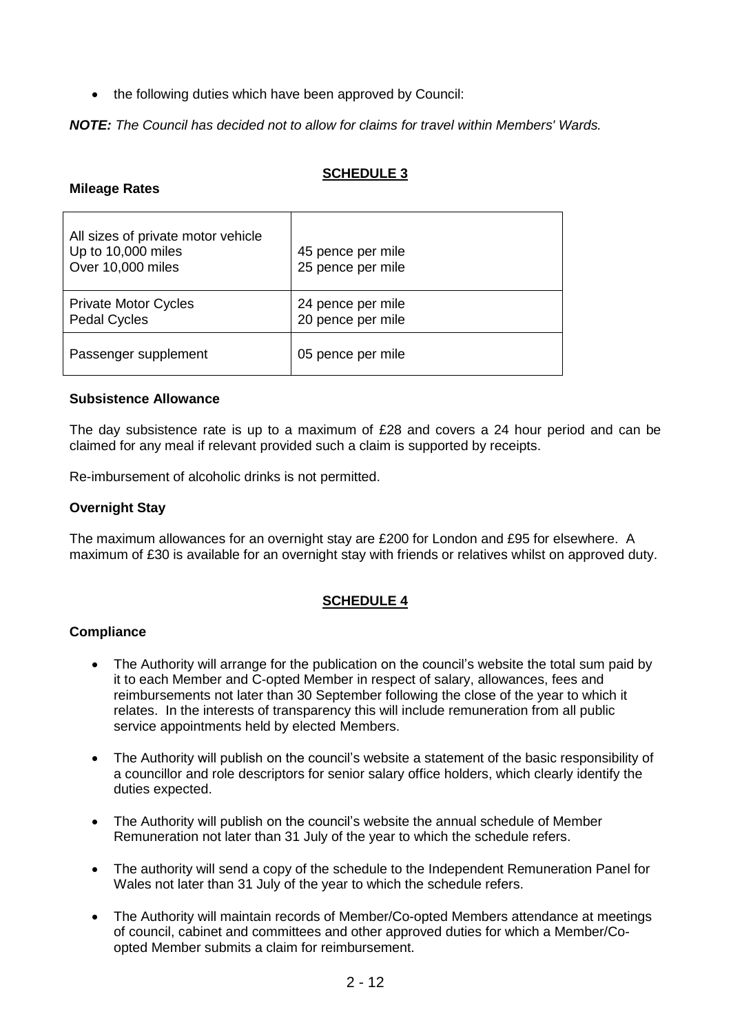- the following duties which have been approved by Council:

***NOTE:*** *The Council has decided not to allow for claims for travel within Members' Wards.*

## SCHEDULE 3

**Mileage Rates**

| All sizes of private motor vehicle<br>Up to 10,000 miles<br>Over 10,000 miles | <br>45 pence per mile<br>25 pence per mile |
|---|---|
| Private Motor Cycles<br>Pedal Cycles | 24 pence per mile<br>20 pence per mile |
| Passenger supplement | 05 pence per mile |

**Subsistence Allowance**

The day subsistence rate is up to a maximum of £28 and covers a 24 hour period and can be claimed for any meal if relevant provided such a claim is supported by receipts.

Re-imbursement of alcoholic drinks is not permitted.

**Overnight Stay**

The maximum allowances for an overnight stay are £200 for London and £95 for elsewhere. A maximum of £30 is available for an overnight stay with friends or relatives whilst on approved duty.

## SCHEDULE 4

**Compliance**

- The Authority will arrange for the publication on the council's website the total sum paid by it to each Member and C-opted Member in respect of salary, allowances, fees and reimbursements not later than 30 September following the close of the year to which it relates. In the interests of transparency this will include remuneration from all public service appointments held by elected Members.

- The Authority will publish on the council's website a statement of the basic responsibility of a councillor and role descriptors for senior salary office holders, which clearly identify the duties expected.

- The Authority will publish on the council's website the annual schedule of Member Remuneration not later than 31 July of the year to which the schedule refers.

- The authority will send a copy of the schedule to the Independent Remuneration Panel for Wales not later than 31 July of the year to which the schedule refers.

- The Authority will maintain records of Member/Co-opted Members attendance at meetings of council, cabinet and committees and other approved duties for which a Member/Co-opted Member submits a claim for reimbursement.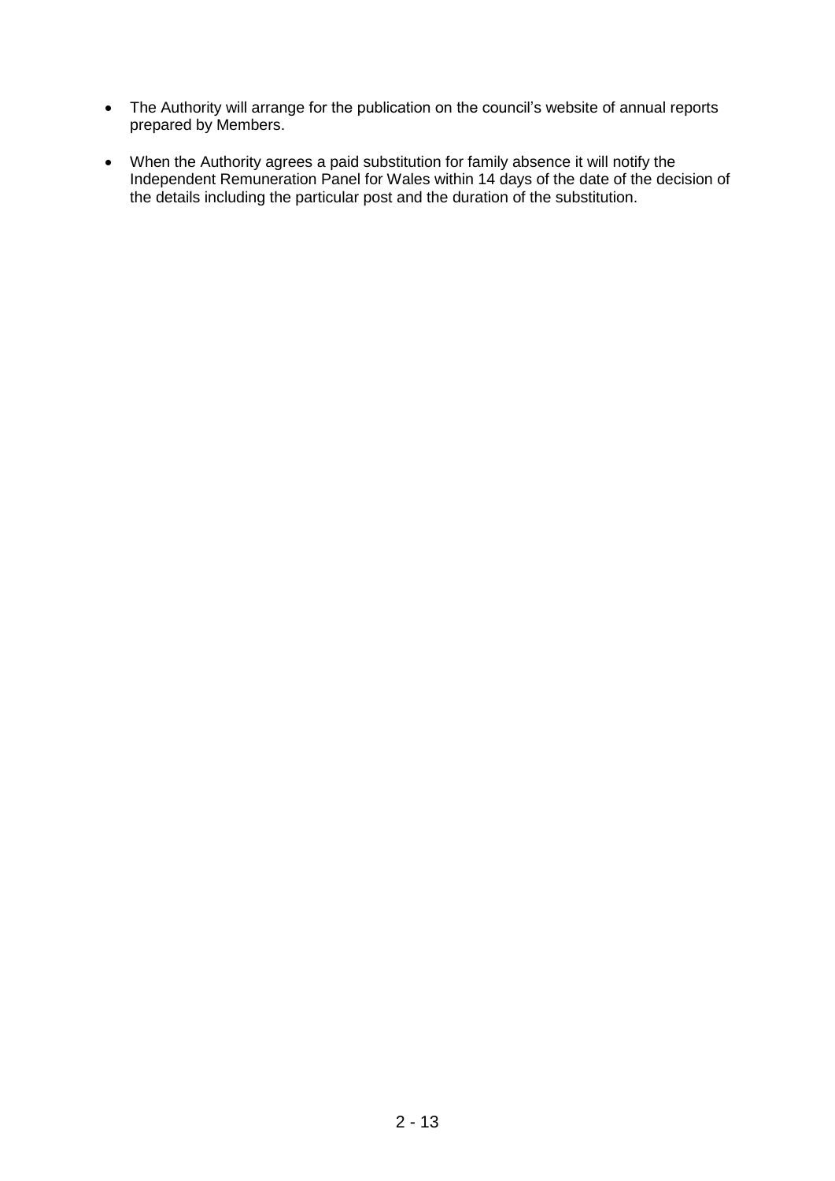- The Authority will arrange for the publication on the council's website of annual reports prepared by Members.
- When the Authority agrees a paid substitution for family absence it will notify the Independent Remuneration Panel for Wales within 14 days of the date of the decision of the details including the particular post and the duration of the substitution.